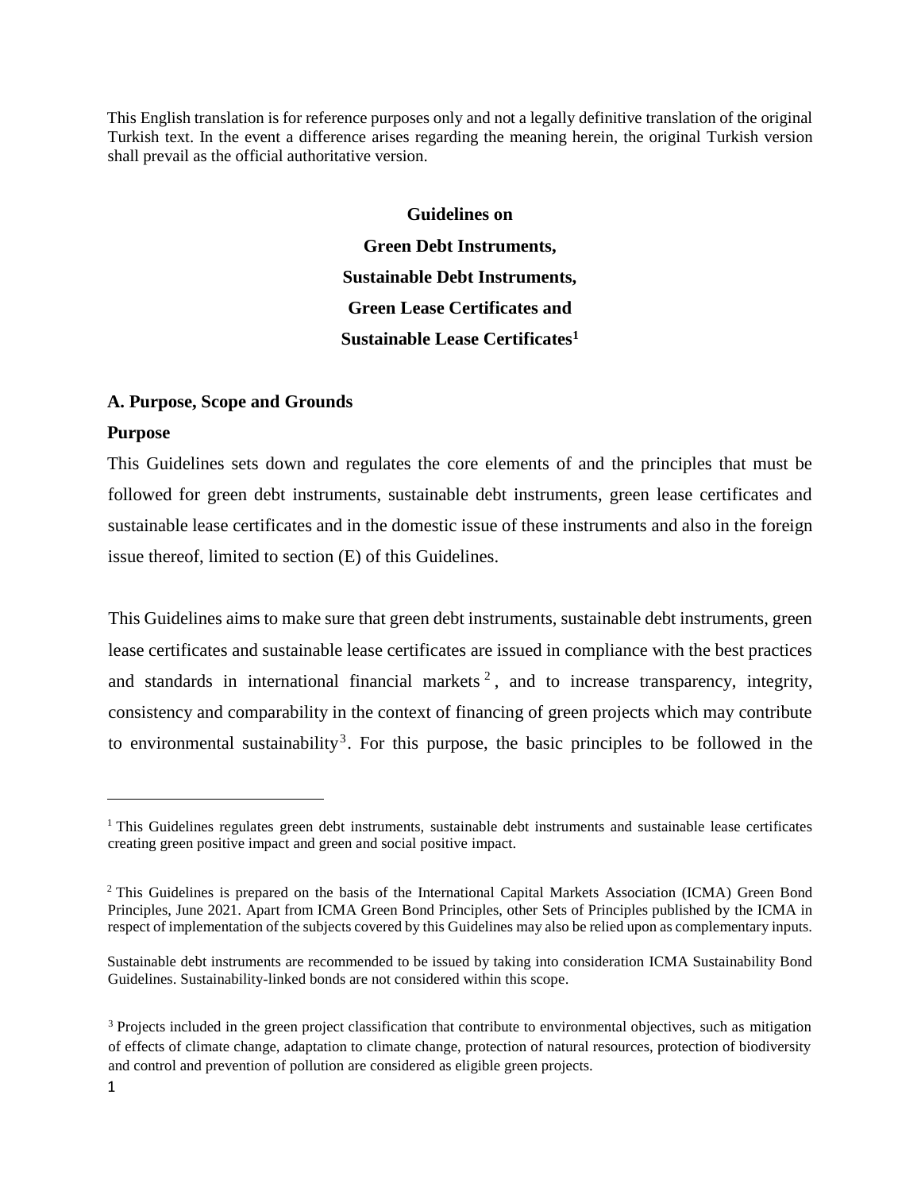This English translation is for reference purposes only and not a legally definitive translation of the original Turkish text. In the event a difference arises regarding the meaning herein, the original Turkish version shall prevail as the official authoritative version.

# Guidelines on Green Debt Instruments, Sustainable Debt Instruments, Green Lease Certificates and Sustainable Lease Certificates[1]

## A. Purpose, Scope and Grounds

### Purpose

This Guidelines sets down and regulates the core elements of and the principles that must be followed for green debt instruments, sustainable debt instruments, green lease certificates and sustainable lease certificates and in the domestic issue of these instruments and also in the foreign issue thereof, limited to section (E) of this Guidelines.

This Guidelines aims to make sure that green debt instruments, sustainable debt instruments, green lease certificates and sustainable lease certificates are issued in compliance with the best practices and standards in international financial markets[2], and to increase transparency, integrity, consistency and comparability in the context of financing of green projects which may contribute to environmental sustainability[3]. For this purpose, the basic principles to be followed in the

---

[1] This Guidelines regulates green debt instruments, sustainable debt instruments and sustainable lease certificates creating green positive impact and green and social positive impact.

[2] This Guidelines is prepared on the basis of the International Capital Markets Association (ICMA) Green Bond Principles, June 2021. Apart from ICMA Green Bond Principles, other Sets of Principles published by the ICMA in respect of implementation of the subjects covered by this Guidelines may also be relied upon as complementary inputs.

Sustainable debt instruments are recommended to be issued by taking into consideration ICMA Sustainability Bond Guidelines. Sustainability-linked bonds are not considered within this scope.

[3] Projects included in the green project classification that contribute to environmental objectives, such as mitigation of effects of climate change, adaptation to climate change, protection of natural resources, protection of biodiversity and control and prevention of pollution are considered as eligible green projects.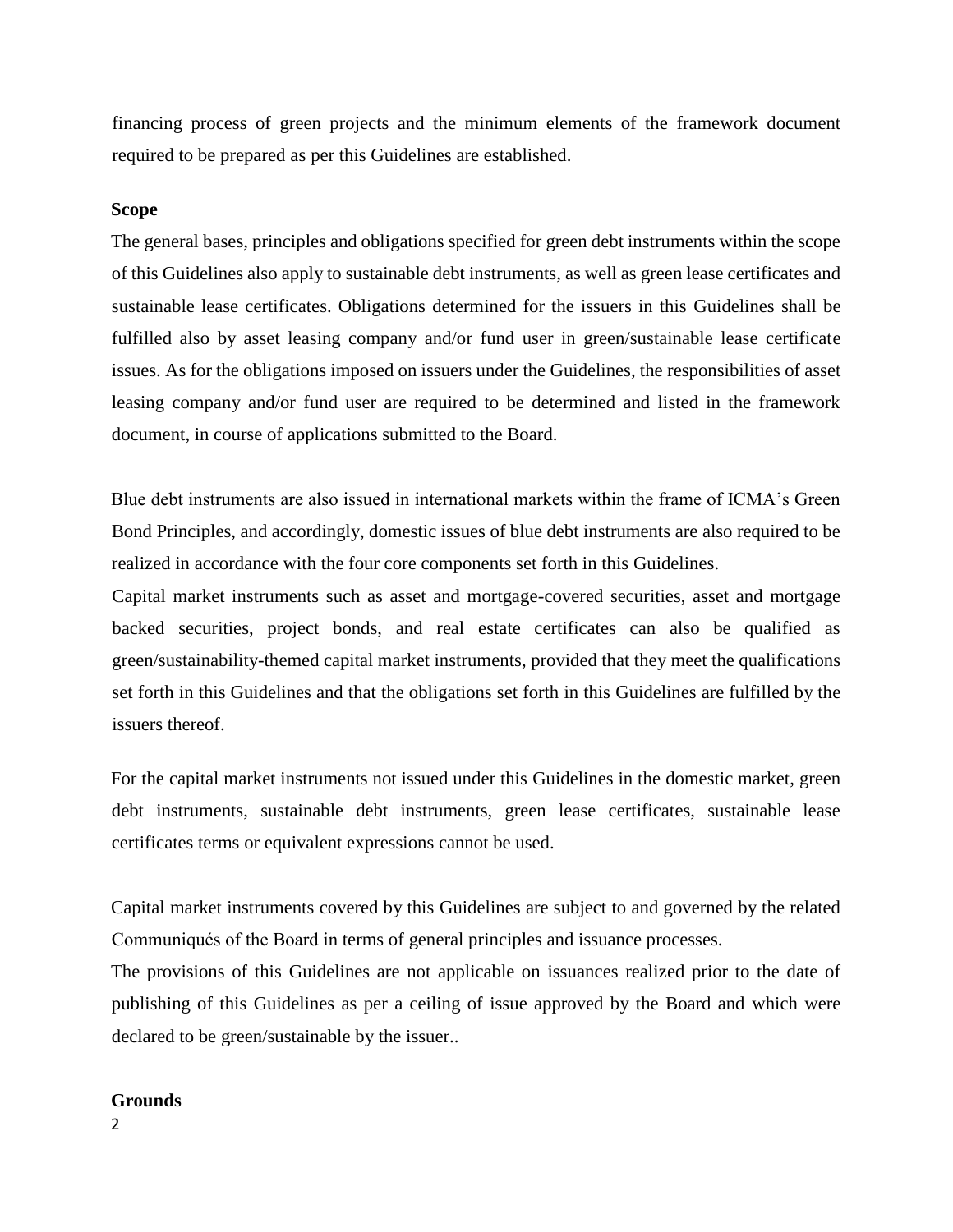financing process of green projects and the minimum elements of the framework document required to be prepared as per this Guidelines are established.

**Scope**

The general bases, principles and obligations specified for green debt instruments within the scope of this Guidelines also apply to sustainable debt instruments, as well as green lease certificates and sustainable lease certificates. Obligations determined for the issuers in this Guidelines shall be fulfilled also by asset leasing company and/or fund user in green/sustainable lease certificate issues. As for the obligations imposed on issuers under the Guidelines, the responsibilities of asset leasing company and/or fund user are required to be determined and listed in the framework document, in course of applications submitted to the Board.

Blue debt instruments are also issued in international markets within the frame of ICMA's Green Bond Principles, and accordingly, domestic issues of blue debt instruments are also required to be realized in accordance with the four core components set forth in this Guidelines.

Capital market instruments such as asset and mortgage-covered securities, asset and mortgage backed securities, project bonds, and real estate certificates can also be qualified as green/sustainability-themed capital market instruments, provided that they meet the qualifications set forth in this Guidelines and that the obligations set forth in this Guidelines are fulfilled by the issuers thereof.

For the capital market instruments not issued under this Guidelines in the domestic market, green debt instruments, sustainable debt instruments, green lease certificates, sustainable lease certificates terms or equivalent expressions cannot be used.

Capital market instruments covered by this Guidelines are subject to and governed by the related Communiqués of the Board in terms of general principles and issuance processes.

The provisions of this Guidelines are not applicable on issuances realized prior to the date of publishing of this Guidelines as per a ceiling of issue approved by the Board and which were declared to be green/sustainable by the issuer..

**Grounds**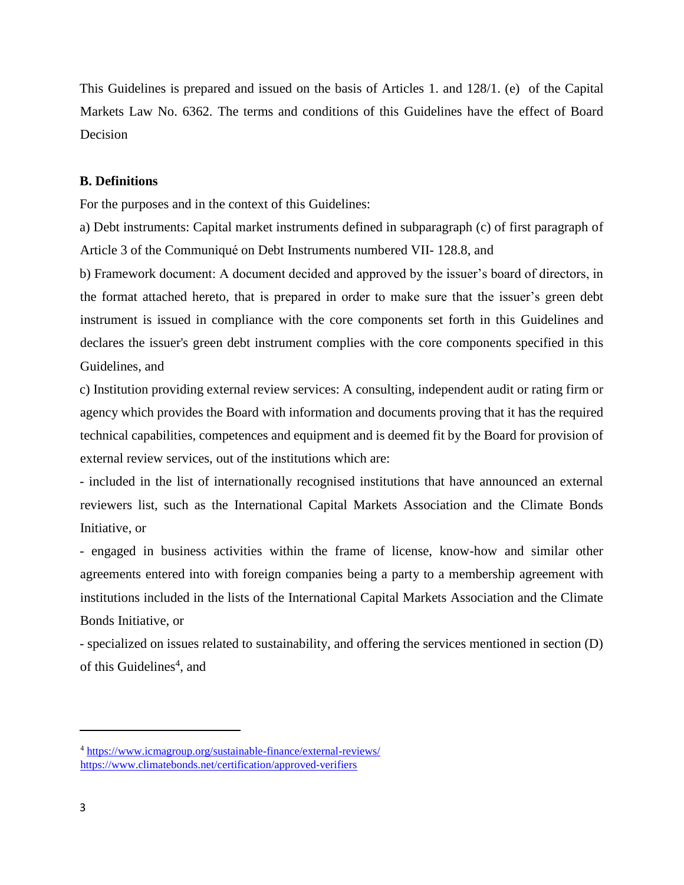This Guidelines is prepared and issued on the basis of Articles 1. and 128/1. (e) of the Capital Markets Law No. 6362. The terms and conditions of this Guidelines have the effect of Board Decision

**B. Definitions**

For the purposes and in the context of this Guidelines:

a) Debt instruments: Capital market instruments defined in subparagraph (c) of first paragraph of Article 3 of the Communiqué on Debt Instruments numbered VII- 128.8, and

b) Framework document: A document decided and approved by the issuer's board of directors, in the format attached hereto, that is prepared in order to make sure that the issuer's green debt instrument is issued in compliance with the core components set forth in this Guidelines and declares the issuer's green debt instrument complies with the core components specified in this Guidelines, and

c) Institution providing external review services: A consulting, independent audit or rating firm or agency which provides the Board with information and documents proving that it has the required technical capabilities, competences and equipment and is deemed fit by the Board for provision of external review services, out of the institutions which are:

- included in the list of internationally recognised institutions that have announced an external reviewers list, such as the International Capital Markets Association and the Climate Bonds Initiative, or

- engaged in business activities within the frame of license, know-how and similar other agreements entered into with foreign companies being a party to a membership agreement with institutions included in the lists of the International Capital Markets Association and the Climate Bonds Initiative, or

- specialized on issues related to sustainability, and offering the services mentioned in section (D) of this Guidelines[4], and

---

[4] https://www.icmagroup.org/sustainable-finance/external-reviews/
https://www.climatebonds.net/certification/approved-verifiers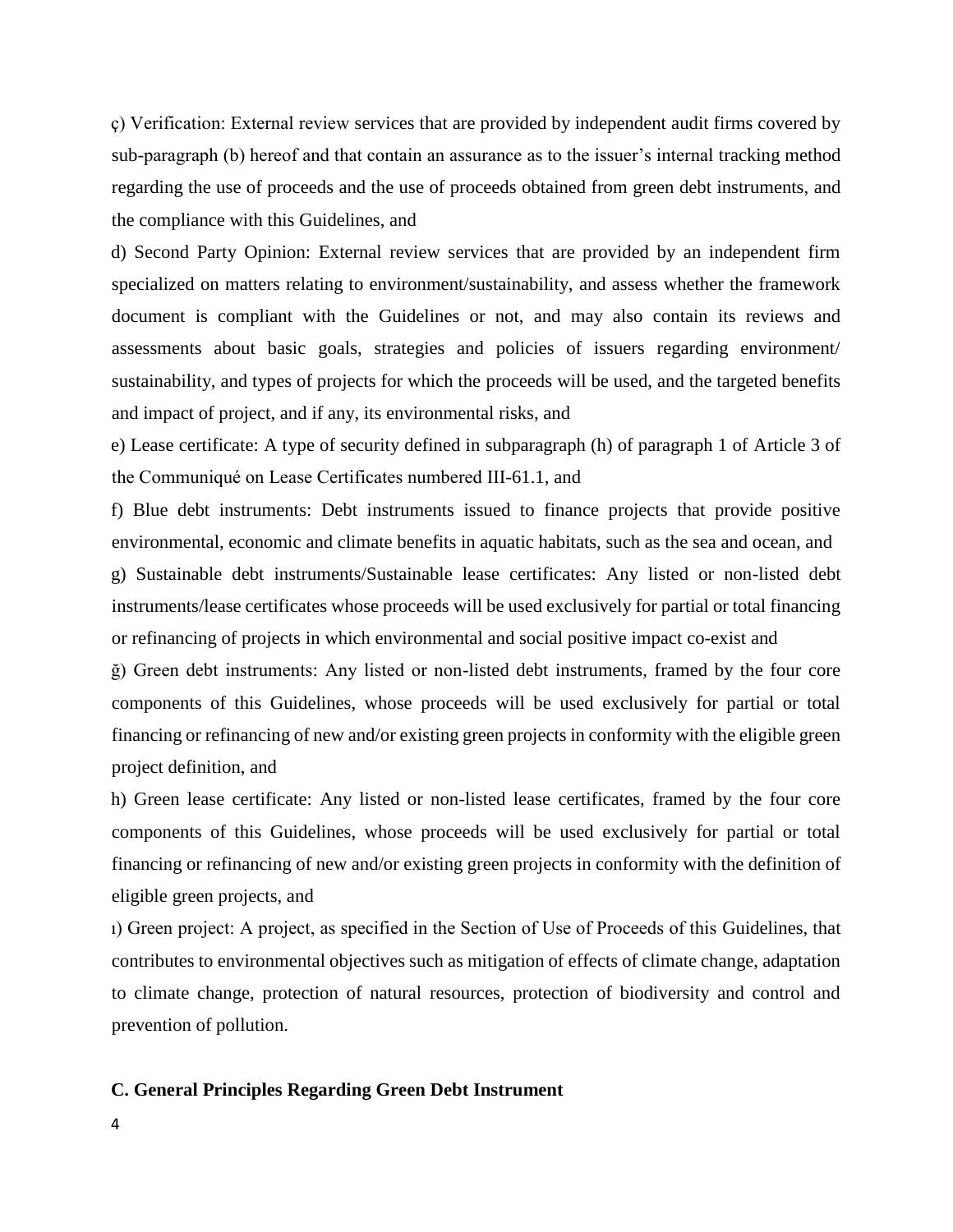ç) Verification: External review services that are provided by independent audit firms covered by sub-paragraph (b) hereof and that contain an assurance as to the issuer's internal tracking method regarding the use of proceeds and the use of proceeds obtained from green debt instruments, and the compliance with this Guidelines, and

d) Second Party Opinion: External review services that are provided by an independent firm specialized on matters relating to environment/sustainability, and assess whether the framework document is compliant with the Guidelines or not, and may also contain its reviews and assessments about basic goals, strategies and policies of issuers regarding environment/ sustainability, and types of projects for which the proceeds will be used, and the targeted benefits and impact of project, and if any, its environmental risks, and

e) Lease certificate: A type of security defined in subparagraph (h) of paragraph 1 of Article 3 of the Communiqué on Lease Certificates numbered III-61.1, and

f) Blue debt instruments: Debt instruments issued to finance projects that provide positive environmental, economic and climate benefits in aquatic habitats, such as the sea and ocean, and

g) Sustainable debt instruments/Sustainable lease certificates: Any listed or non-listed debt instruments/lease certificates whose proceeds will be used exclusively for partial or total financing or refinancing of projects in which environmental and social positive impact co-exist and

ğ) Green debt instruments: Any listed or non-listed debt instruments, framed by the four core components of this Guidelines, whose proceeds will be used exclusively for partial or total financing or refinancing of new and/or existing green projects in conformity with the eligible green project definition, and

h) Green lease certificate: Any listed or non-listed lease certificates, framed by the four core components of this Guidelines, whose proceeds will be used exclusively for partial or total financing or refinancing of new and/or existing green projects in conformity with the definition of eligible green projects, and

ı) Green project: A project, as specified in the Section of Use of Proceeds of this Guidelines, that contributes to environmental objectives such as mitigation of effects of climate change, adaptation to climate change, protection of natural resources, protection of biodiversity and control and prevention of pollution.

## C. General Principles Regarding Green Debt Instrument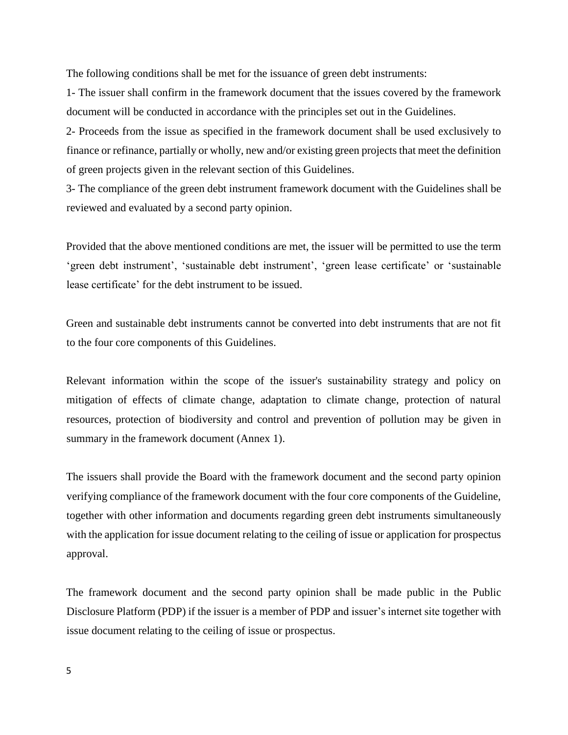The following conditions shall be met for the issuance of green debt instruments:

1- The issuer shall confirm in the framework document that the issues covered by the framework document will be conducted in accordance with the principles set out in the Guidelines.

2- Proceeds from the issue as specified in the framework document shall be used exclusively to finance or refinance, partially or wholly, new and/or existing green projects that meet the definition of green projects given in the relevant section of this Guidelines.

3- The compliance of the green debt instrument framework document with the Guidelines shall be reviewed and evaluated by a second party opinion.

Provided that the above mentioned conditions are met, the issuer will be permitted to use the term 'green debt instrument', 'sustainable debt instrument', 'green lease certificate' or 'sustainable lease certificate' for the debt instrument to be issued.

Green and sustainable debt instruments cannot be converted into debt instruments that are not fit to the four core components of this Guidelines.

Relevant information within the scope of the issuer's sustainability strategy and policy on mitigation of effects of climate change, adaptation to climate change, protection of natural resources, protection of biodiversity and control and prevention of pollution may be given in summary in the framework document (Annex 1).

The issuers shall provide the Board with the framework document and the second party opinion verifying compliance of the framework document with the four core components of the Guideline, together with other information and documents regarding green debt instruments simultaneously with the application for issue document relating to the ceiling of issue or application for prospectus approval.

The framework document and the second party opinion shall be made public in the Public Disclosure Platform (PDP) if the issuer is a member of PDP and issuer's internet site together with issue document relating to the ceiling of issue or prospectus.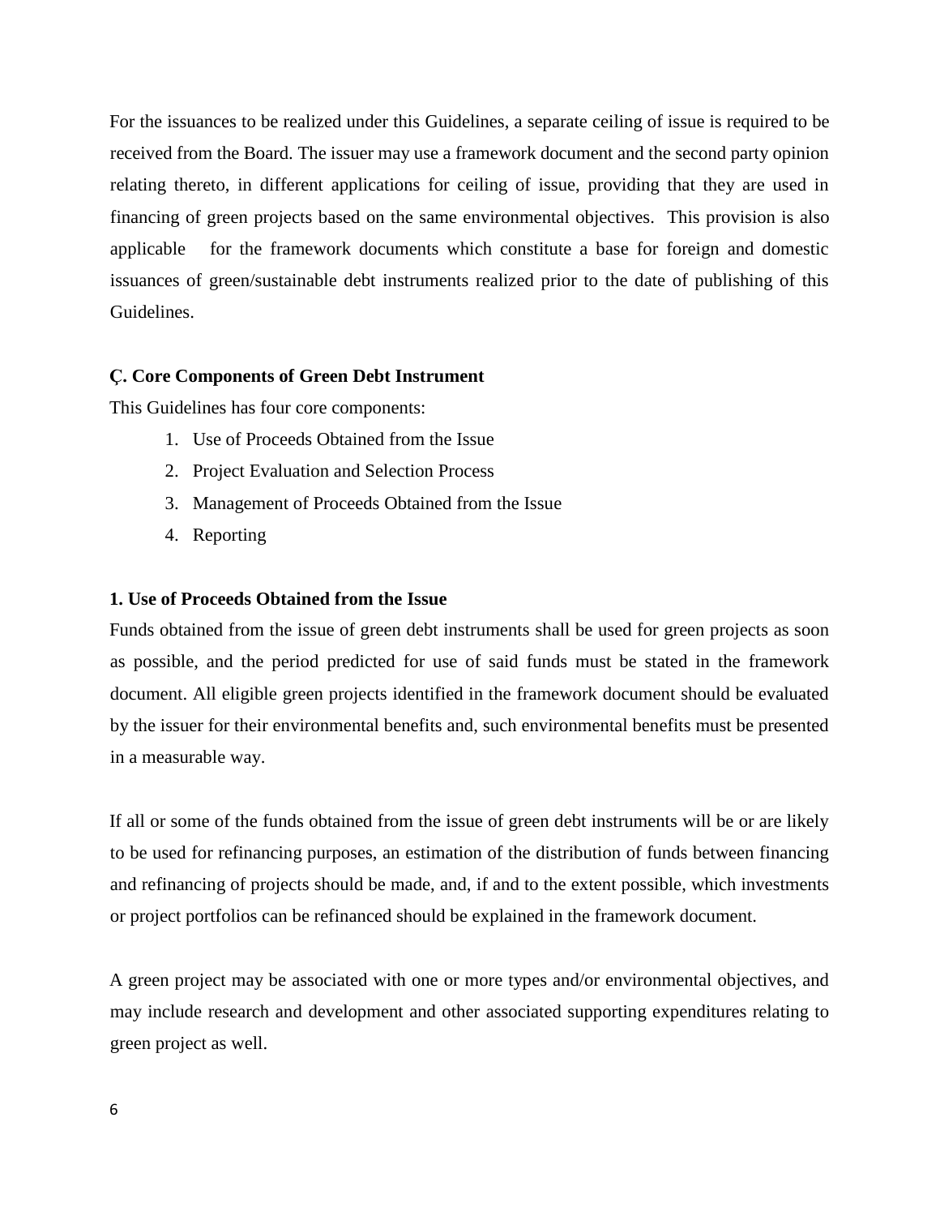For the issuances to be realized under this Guidelines, a separate ceiling of issue is required to be received from the Board. The issuer may use a framework document and the second party opinion relating thereto, in different applications for ceiling of issue, providing that they are used in financing of green projects based on the same environmental objectives. This provision is also applicable for the framework documents which constitute a base for foreign and domestic issuances of green/sustainable debt instruments realized prior to the date of publishing of this Guidelines.

### Ç. Core Components of Green Debt Instrument

This Guidelines has four core components:

1. Use of Proceeds Obtained from the Issue
2. Project Evaluation and Selection Process
3. Management of Proceeds Obtained from the Issue
4. Reporting

### 1. Use of Proceeds Obtained from the Issue

Funds obtained from the issue of green debt instruments shall be used for green projects as soon as possible, and the period predicted for use of said funds must be stated in the framework document. All eligible green projects identified in the framework document should be evaluated by the issuer for their environmental benefits and, such environmental benefits must be presented in a measurable way.

If all or some of the funds obtained from the issue of green debt instruments will be or are likely to be used for refinancing purposes, an estimation of the distribution of funds between financing and refinancing of projects should be made, and, if and to the extent possible, which investments or project portfolios can be refinanced should be explained in the framework document.

A green project may be associated with one or more types and/or environmental objectives, and may include research and development and other associated supporting expenditures relating to green project as well.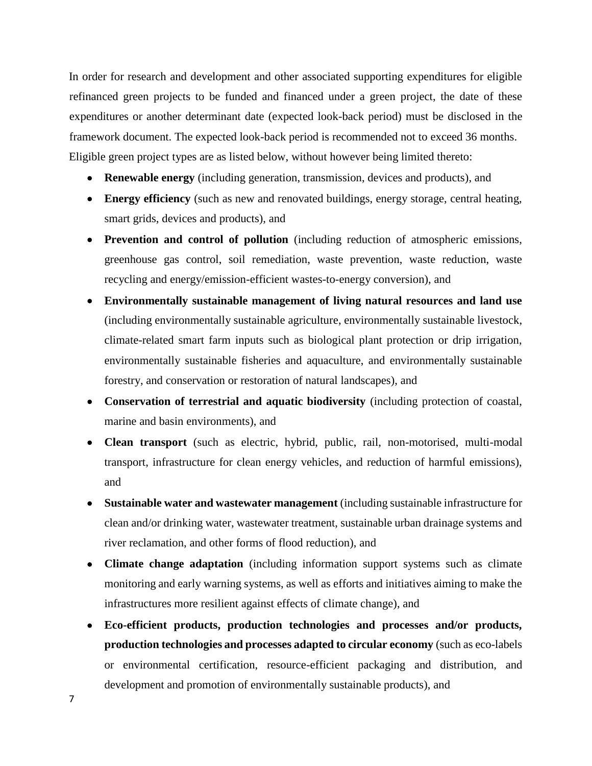In order for research and development and other associated supporting expenditures for eligible refinanced green projects to be funded and financed under a green project, the date of these expenditures or another determinant date (expected look-back period) must be disclosed in the framework document. The expected look-back period is recommended not to exceed 36 months.

Eligible green project types are as listed below, without however being limited thereto:

- **Renewable energy** (including generation, transmission, devices and products), and
- **Energy efficiency** (such as new and renovated buildings, energy storage, central heating, smart grids, devices and products), and
- **Prevention and control of pollution** (including reduction of atmospheric emissions, greenhouse gas control, soil remediation, waste prevention, waste reduction, waste recycling and energy/emission-efficient wastes-to-energy conversion), and
- **Environmentally sustainable management of living natural resources and land use** (including environmentally sustainable agriculture, environmentally sustainable livestock, climate-related smart farm inputs such as biological plant protection or drip irrigation, environmentally sustainable fisheries and aquaculture, and environmentally sustainable forestry, and conservation or restoration of natural landscapes), and
- **Conservation of terrestrial and aquatic biodiversity** (including protection of coastal, marine and basin environments), and
- **Clean transport** (such as electric, hybrid, public, rail, non-motorised, multi-modal transport, infrastructure for clean energy vehicles, and reduction of harmful emissions), and
- **Sustainable water and wastewater management** (including sustainable infrastructure for clean and/or drinking water, wastewater treatment, sustainable urban drainage systems and river reclamation, and other forms of flood reduction), and
- **Climate change adaptation** (including information support systems such as climate monitoring and early warning systems, as well as efforts and initiatives aiming to make the infrastructures more resilient against effects of climate change), and
- **Eco-efficient products, production technologies and processes and/or products, production technologies and processes adapted to circular economy** (such as eco-labels or environmental certification, resource-efficient packaging and distribution, and development and promotion of environmentally sustainable products), and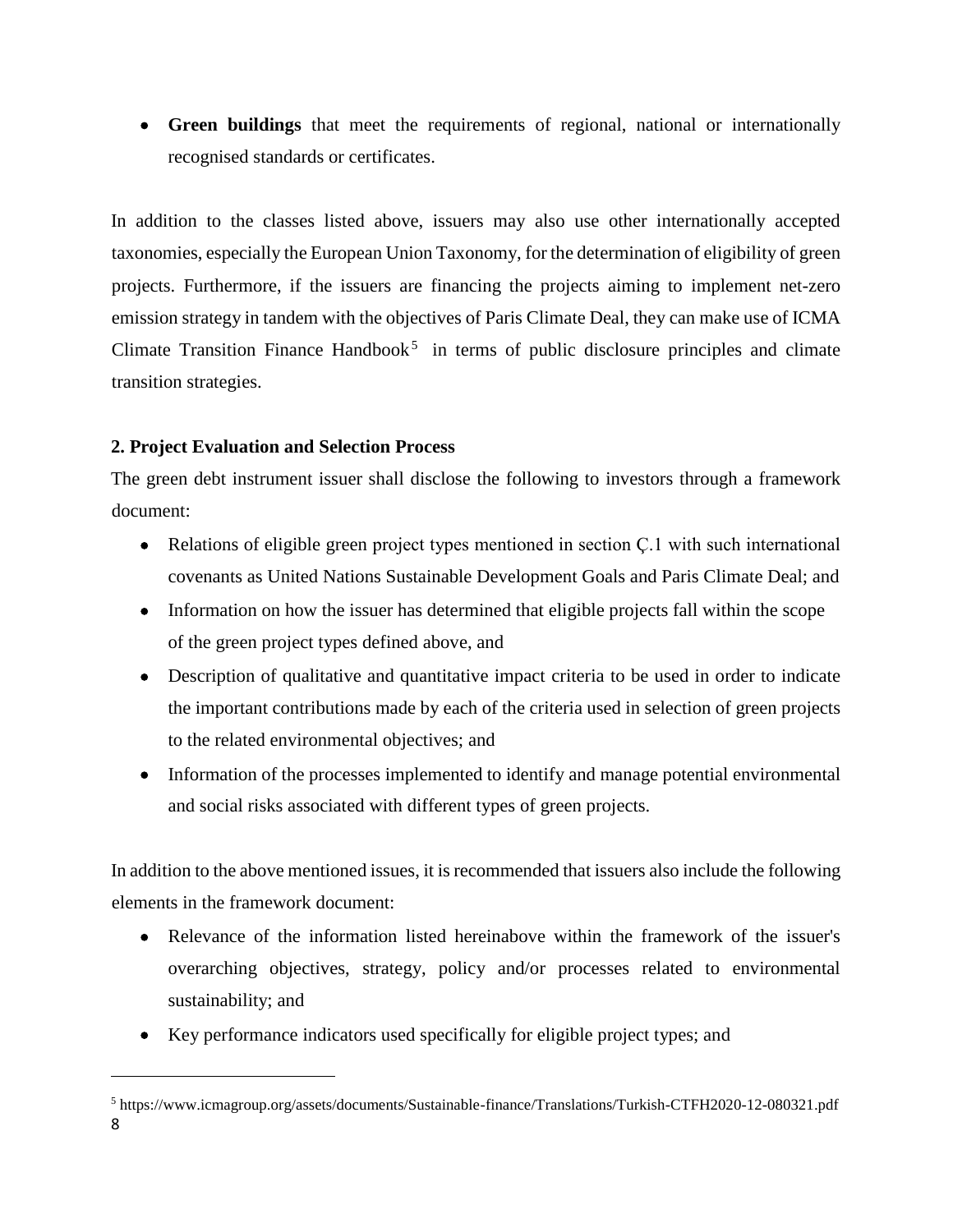- **Green buildings** that meet the requirements of regional, national or internationally recognised standards or certificates.

In addition to the classes listed above, issuers may also use other internationally accepted taxonomies, especially the European Union Taxonomy, for the determination of eligibility of green projects. Furthermore, if the issuers are financing the projects aiming to implement net-zero emission strategy in tandem with the objectives of Paris Climate Deal, they can make use of ICMA Climate Transition Finance Handbook[5] in terms of public disclosure principles and climate transition strategies.

**2. Project Evaluation and Selection Process**

The green debt instrument issuer shall disclose the following to investors through a framework document:

- Relations of eligible green project types mentioned in section Ç.1 with such international covenants as United Nations Sustainable Development Goals and Paris Climate Deal; and
- Information on how the issuer has determined that eligible projects fall within the scope of the green project types defined above, and
- Description of qualitative and quantitative impact criteria to be used in order to indicate the important contributions made by each of the criteria used in selection of green projects to the related environmental objectives; and
- Information of the processes implemented to identify and manage potential environmental and social risks associated with different types of green projects.

In addition to the above mentioned issues, it is recommended that issuers also include the following elements in the framework document:

- Relevance of the information listed hereinabove within the framework of the issuer's overarching objectives, strategy, policy and/or processes related to environmental sustainability; and
- Key performance indicators used specifically for eligible project types; and

[5] https://www.icmagroup.org/assets/documents/Sustainable-finance/Translations/Turkish-CTFH2020-12-080321.pdf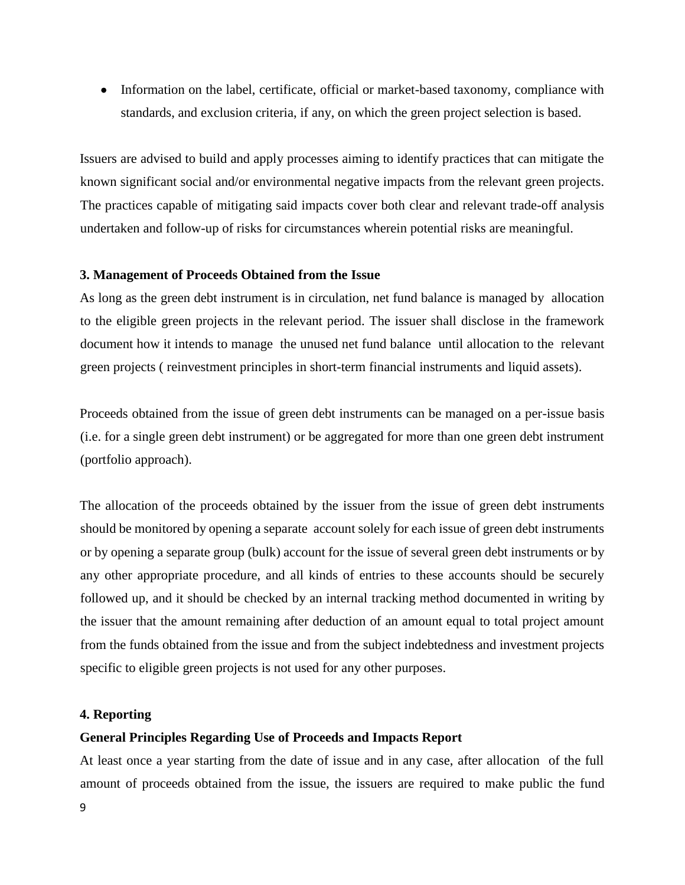- Information on the label, certificate, official or market-based taxonomy, compliance with standards, and exclusion criteria, if any, on which the green project selection is based.

Issuers are advised to build and apply processes aiming to identify practices that can mitigate the known significant social and/or environmental negative impacts from the relevant green projects. The practices capable of mitigating said impacts cover both clear and relevant trade-off analysis undertaken and follow-up of risks for circumstances wherein potential risks are meaningful.

**3. Management of Proceeds Obtained from the Issue**

As long as the green debt instrument is in circulation, net fund balance is managed by allocation to the eligible green projects in the relevant period. The issuer shall disclose in the framework document how it intends to manage the unused net fund balance until allocation to the relevant green projects ( reinvestment principles in short-term financial instruments and liquid assets).

Proceeds obtained from the issue of green debt instruments can be managed on a per-issue basis (i.e. for a single green debt instrument) or be aggregated for more than one green debt instrument (portfolio approach).

The allocation of the proceeds obtained by the issuer from the issue of green debt instruments should be monitored by opening a separate account solely for each issue of green debt instruments or by opening a separate group (bulk) account for the issue of several green debt instruments or by any other appropriate procedure, and all kinds of entries to these accounts should be securely followed up, and it should be checked by an internal tracking method documented in writing by the issuer that the amount remaining after deduction of an amount equal to total project amount from the funds obtained from the issue and from the subject indebtedness and investment projects specific to eligible green projects is not used for any other purposes.

**4. Reporting**

**General Principles Regarding Use of Proceeds and Impacts Report**

At least once a year starting from the date of issue and in any case, after allocation of the full amount of proceeds obtained from the issue, the issuers are required to make public the fund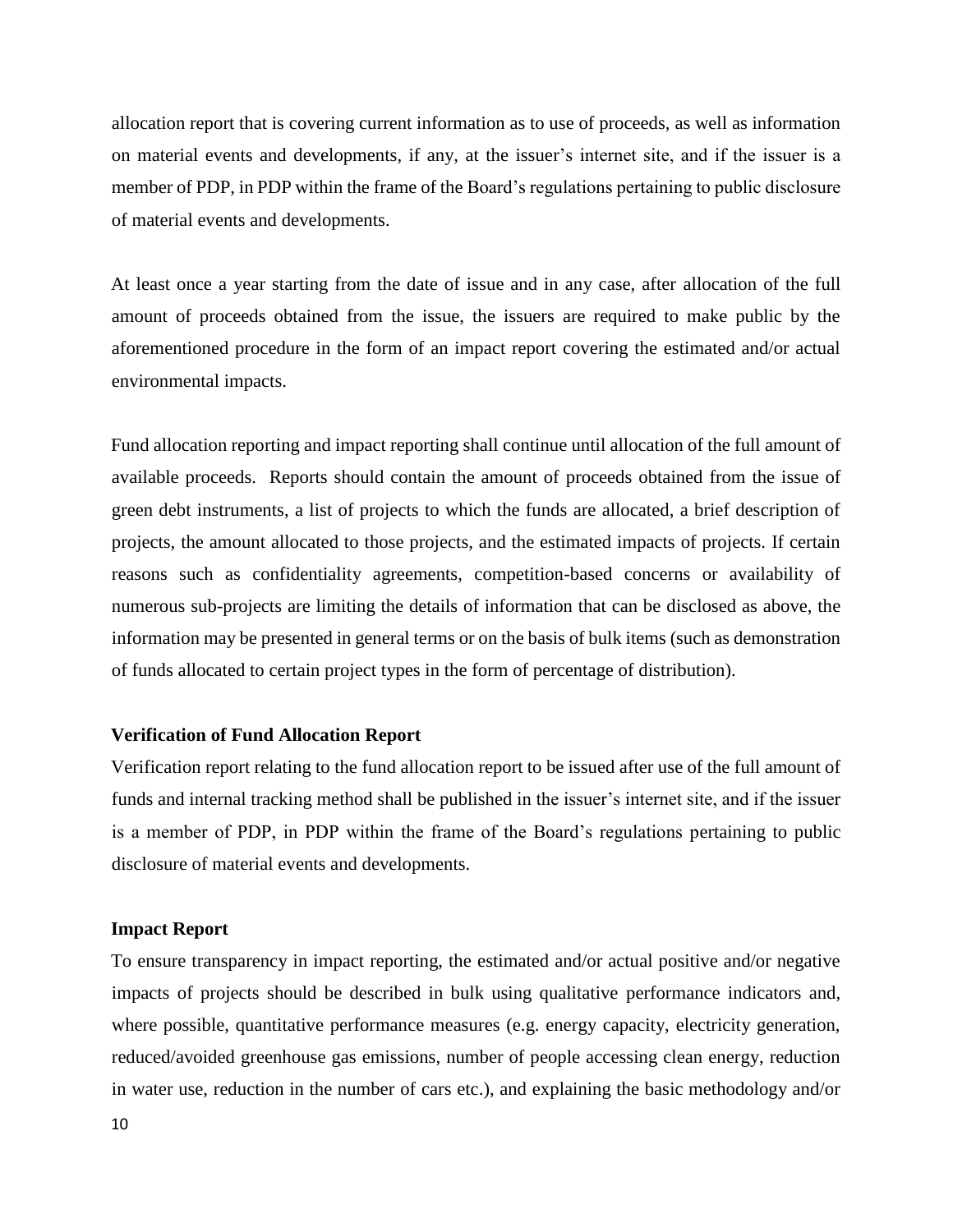allocation report that is covering current information as to use of proceeds, as well as information on material events and developments, if any, at the issuer's internet site, and if the issuer is a member of PDP, in PDP within the frame of the Board's regulations pertaining to public disclosure of material events and developments.

At least once a year starting from the date of issue and in any case, after allocation of the full amount of proceeds obtained from the issue, the issuers are required to make public by the aforementioned procedure in the form of an impact report covering the estimated and/or actual environmental impacts.

Fund allocation reporting and impact reporting shall continue until allocation of the full amount of available proceeds. Reports should contain the amount of proceeds obtained from the issue of green debt instruments, a list of projects to which the funds are allocated, a brief description of projects, the amount allocated to those projects, and the estimated impacts of projects. If certain reasons such as confidentiality agreements, competition-based concerns or availability of numerous sub-projects are limiting the details of information that can be disclosed as above, the information may be presented in general terms or on the basis of bulk items (such as demonstration of funds allocated to certain project types in the form of percentage of distribution).

**Verification of Fund Allocation Report**

Verification report relating to the fund allocation report to be issued after use of the full amount of funds and internal tracking method shall be published in the issuer's internet site, and if the issuer is a member of PDP, in PDP within the frame of the Board's regulations pertaining to public disclosure of material events and developments.

**Impact Report**

To ensure transparency in impact reporting, the estimated and/or actual positive and/or negative impacts of projects should be described in bulk using qualitative performance indicators and, where possible, quantitative performance measures (e.g. energy capacity, electricity generation, reduced/avoided greenhouse gas emissions, number of people accessing clean energy, reduction in water use, reduction in the number of cars etc.), and explaining the basic methodology and/or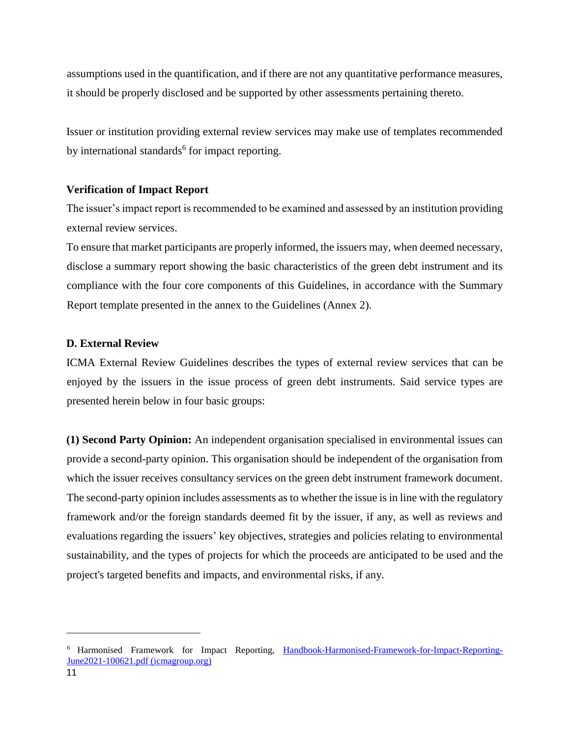assumptions used in the quantification, and if there are not any quantitative performance measures, it should be properly disclosed and be supported by other assessments pertaining thereto.

Issuer or institution providing external review services may make use of templates recommended by international standards[6] for impact reporting.

**Verification of Impact Report**

The issuer's impact report is recommended to be examined and assessed by an institution providing external review services.

To ensure that market participants are properly informed, the issuers may, when deemed necessary, disclose a summary report showing the basic characteristics of the green debt instrument and its compliance with the four core components of this Guidelines, in accordance with the Summary Report template presented in the annex to the Guidelines (Annex 2).

**D. External Review**

ICMA External Review Guidelines describes the types of external review services that can be enjoyed by the issuers in the issue process of green debt instruments. Said service types are presented herein below in four basic groups:

**(1) Second Party Opinion:** An independent organisation specialised in environmental issues can provide a second-party opinion. This organisation should be independent of the organisation from which the issuer receives consultancy services on the green debt instrument framework document. The second-party opinion includes assessments as to whether the issue is in line with the regulatory framework and/or the foreign standards deemed fit by the issuer, if any, as well as reviews and evaluations regarding the issuers' key objectives, strategies and policies relating to environmental sustainability, and the types of projects for which the proceeds are anticipated to be used and the project's targeted benefits and impacts, and environmental risks, if any.

---

[6] Harmonised Framework for Impact Reporting, [Handbook-Harmonised-Framework-for-Impact-Reporting-June2021-100621.pdf (icmagroup.org)](Handbook-Harmonised-Framework-for-Impact-Reporting-June2021-100621.pdf)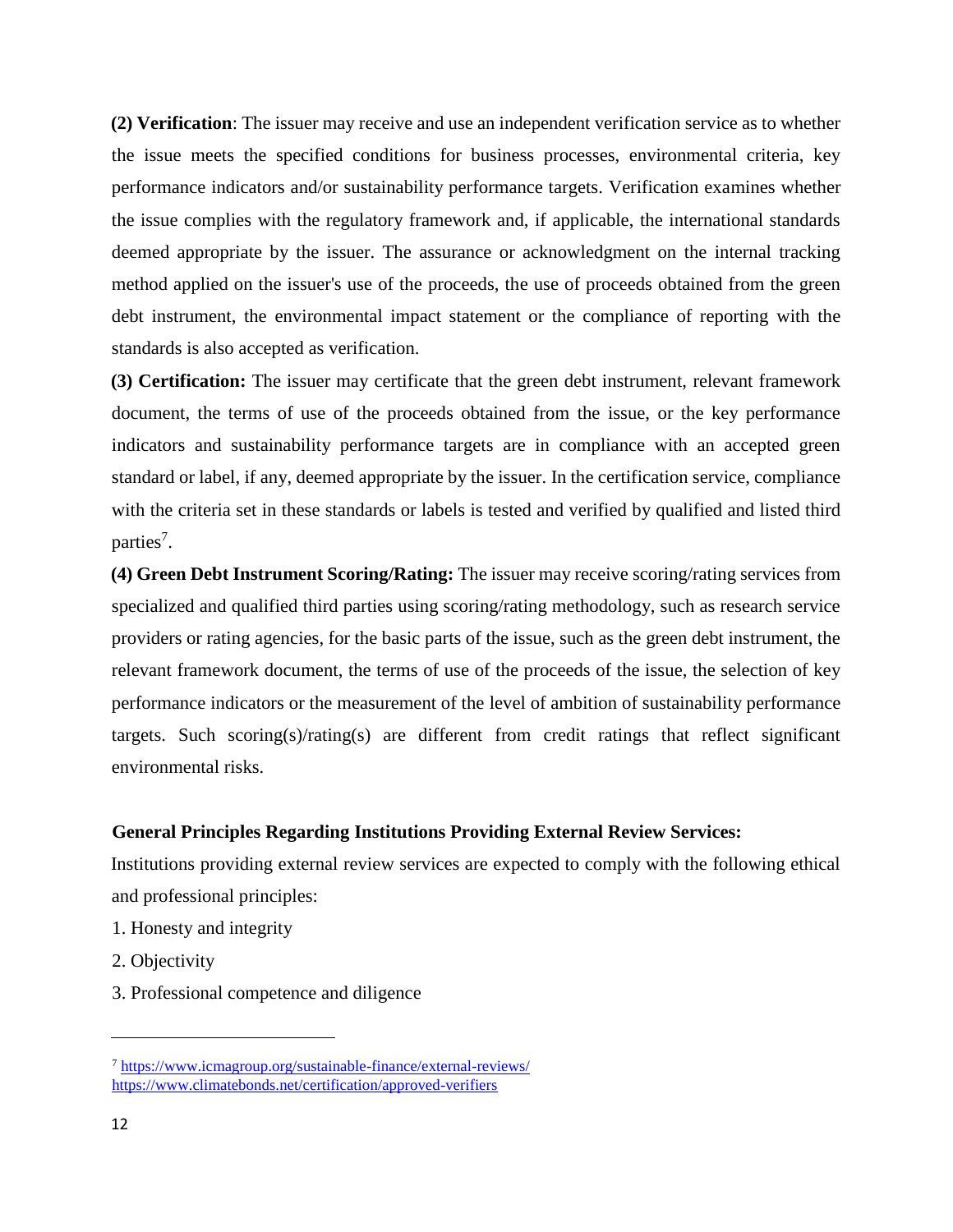**(2) Verification**: The issuer may receive and use an independent verification service as to whether the issue meets the specified conditions for business processes, environmental criteria, key performance indicators and/or sustainability performance targets. Verification examines whether the issue complies with the regulatory framework and, if applicable, the international standards deemed appropriate by the issuer. The assurance or acknowledgment on the internal tracking method applied on the issuer's use of the proceeds, the use of proceeds obtained from the green debt instrument, the environmental impact statement or the compliance of reporting with the standards is also accepted as verification.

**(3) Certification:** The issuer may certificate that the green debt instrument, relevant framework document, the terms of use of the proceeds obtained from the issue, or the key performance indicators and sustainability performance targets are in compliance with an accepted green standard or label, if any, deemed appropriate by the issuer. In the certification service, compliance with the criteria set in these standards or labels is tested and verified by qualified and listed third parties[7].

**(4) Green Debt Instrument Scoring/Rating:** The issuer may receive scoring/rating services from specialized and qualified third parties using scoring/rating methodology, such as research service providers or rating agencies, for the basic parts of the issue, such as the green debt instrument, the relevant framework document, the terms of use of the proceeds of the issue, the selection of key performance indicators or the measurement of the level of ambition of sustainability performance targets. Such scoring(s)/rating(s) are different from credit ratings that reflect significant environmental risks.

**General Principles Regarding Institutions Providing External Review Services:**

Institutions providing external review services are expected to comply with the following ethical and professional principles:

1. Honesty and integrity
2. Objectivity
3. Professional competence and diligence

---

[7] https://www.icmagroup.org/sustainable-finance/external-reviews/
https://www.climatebonds.net/certification/approved-verifiers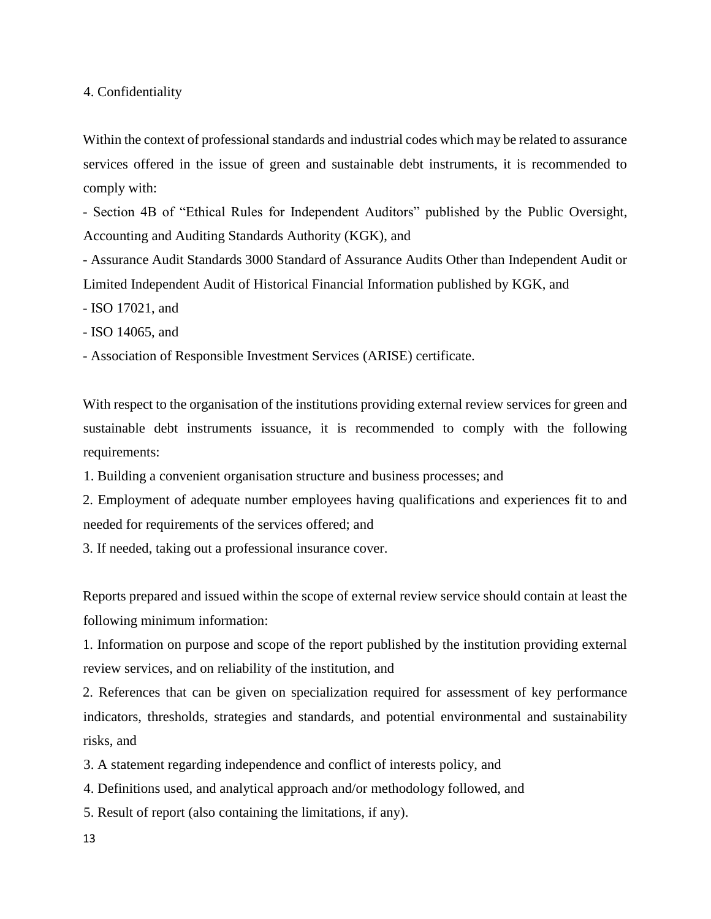4. Confidentiality

Within the context of professional standards and industrial codes which may be related to assurance services offered in the issue of green and sustainable debt instruments, it is recommended to comply with:

- Section 4B of "Ethical Rules for Independent Auditors" published by the Public Oversight, Accounting and Auditing Standards Authority (KGK), and
- Assurance Audit Standards 3000 Standard of Assurance Audits Other than Independent Audit or Limited Independent Audit of Historical Financial Information published by KGK, and
- ISO 17021, and
- ISO 14065, and
- Association of Responsible Investment Services (ARISE) certificate.

With respect to the organisation of the institutions providing external review services for green and sustainable debt instruments issuance, it is recommended to comply with the following requirements:

1. Building a convenient organisation structure and business processes; and
2. Employment of adequate number employees having qualifications and experiences fit to and needed for requirements of the services offered; and
3. If needed, taking out a professional insurance cover.

Reports prepared and issued within the scope of external review service should contain at least the following minimum information:

1. Information on purpose and scope of the report published by the institution providing external review services, and on reliability of the institution, and
2. References that can be given on specialization required for assessment of key performance indicators, thresholds, strategies and standards, and potential environmental and sustainability risks, and
3. A statement regarding independence and conflict of interests policy, and
4. Definitions used, and analytical approach and/or methodology followed, and
5. Result of report (also containing the limitations, if any).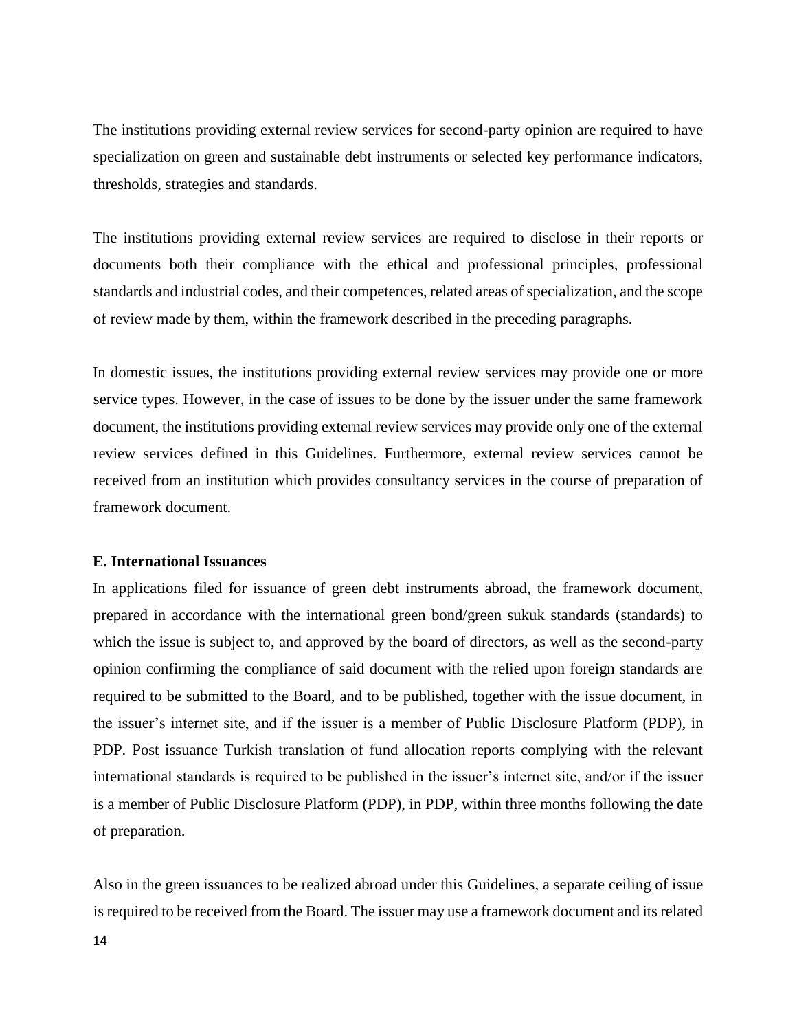The institutions providing external review services for second-party opinion are required to have specialization on green and sustainable debt instruments or selected key performance indicators, thresholds, strategies and standards.

The institutions providing external review services are required to disclose in their reports or documents both their compliance with the ethical and professional principles, professional standards and industrial codes, and their competences, related areas of specialization, and the scope of review made by them, within the framework described in the preceding paragraphs.

In domestic issues, the institutions providing external review services may provide one or more service types. However, in the case of issues to be done by the issuer under the same framework document, the institutions providing external review services may provide only one of the external review services defined in this Guidelines. Furthermore, external review services cannot be received from an institution which provides consultancy services in the course of preparation of framework document.

**E. International Issuances**

In applications filed for issuance of green debt instruments abroad, the framework document, prepared in accordance with the international green bond/green sukuk standards (standards) to which the issue is subject to, and approved by the board of directors, as well as the second-party opinion confirming the compliance of said document with the relied upon foreign standards are required to be submitted to the Board, and to be published, together with the issue document, in the issuer's internet site, and if the issuer is a member of Public Disclosure Platform (PDP), in PDP. Post issuance Turkish translation of fund allocation reports complying with the relevant international standards is required to be published in the issuer's internet site, and/or if the issuer is a member of Public Disclosure Platform (PDP), in PDP, within three months following the date of preparation.

Also in the green issuances to be realized abroad under this Guidelines, a separate ceiling of issue is required to be received from the Board. The issuer may use a framework document and its related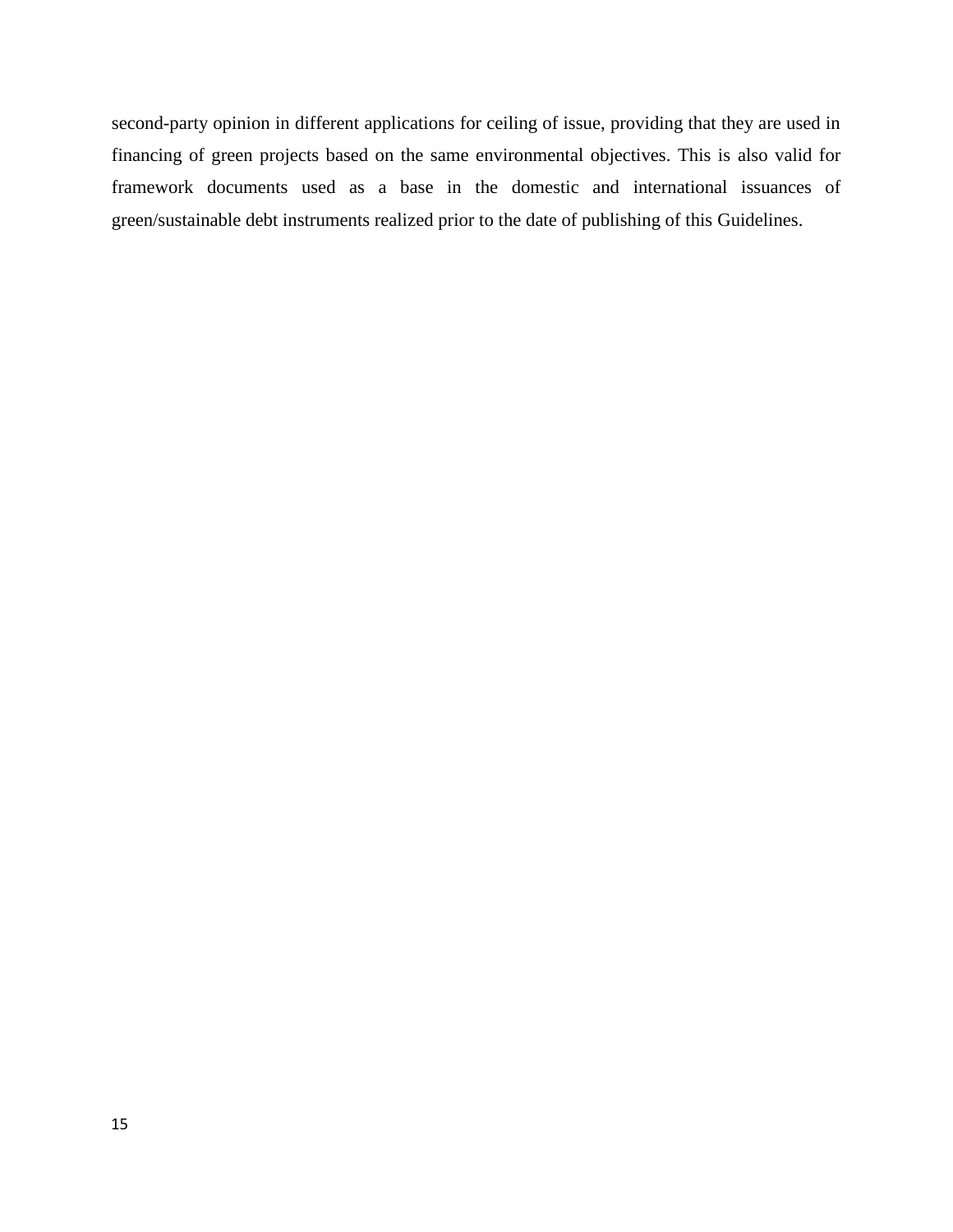second-party opinion in different applications for ceiling of issue, providing that they are used in financing of green projects based on the same environmental objectives. This is also valid for framework documents used as a base in the domestic and international issuances of green/sustainable debt instruments realized prior to the date of publishing of this Guidelines.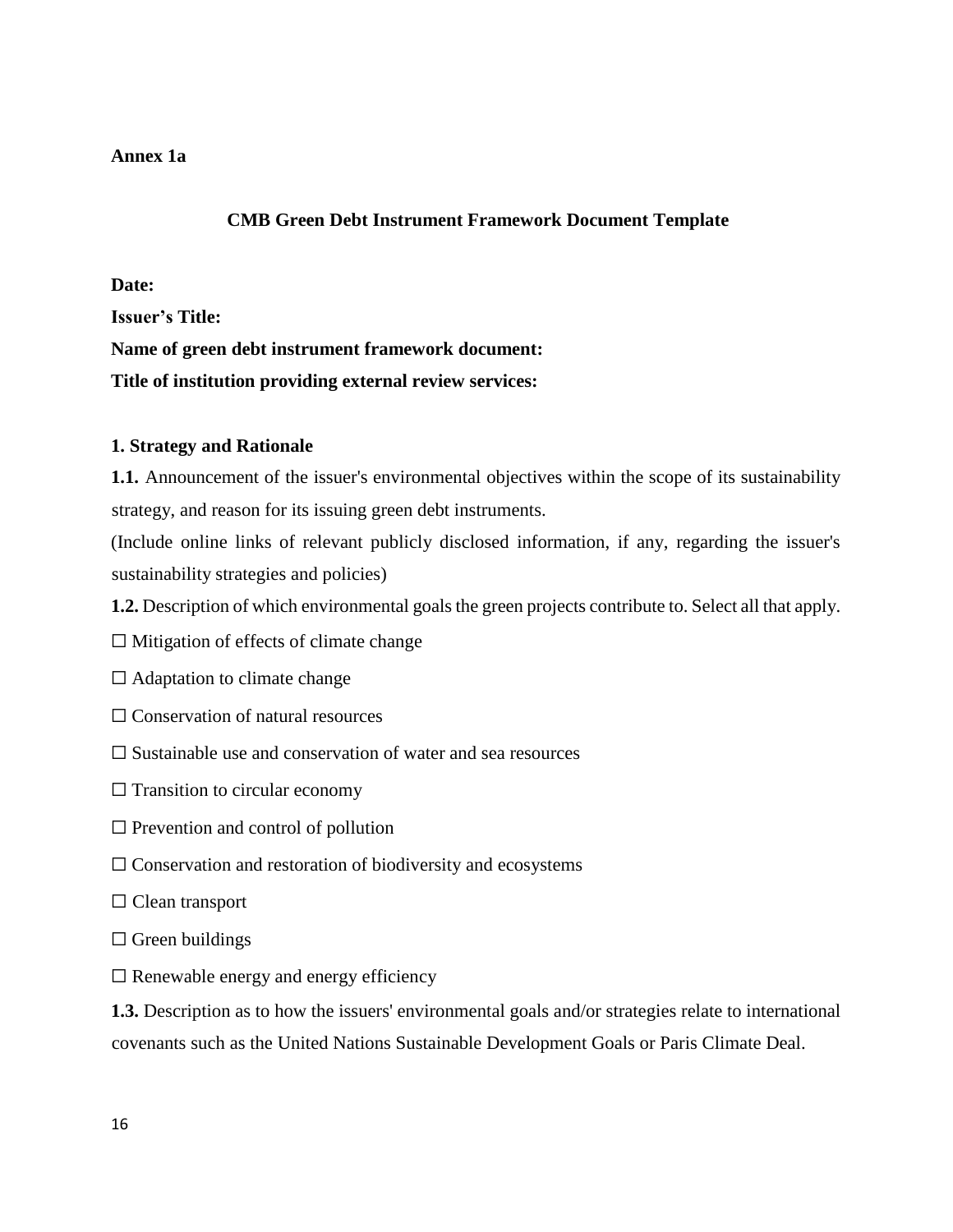**Annex 1a**

## CMB Green Debt Instrument Framework Document Template

**Date:**

**Issuer's Title:**

**Name of green debt instrument framework document:**

**Title of institution providing external review services:**

### 1. Strategy and Rationale

**1.1.** Announcement of the issuer's environmental objectives within the scope of its sustainability strategy, and reason for its issuing green debt instruments.

(Include online links of relevant publicly disclosed information, if any, regarding the issuer's sustainability strategies and policies)

**1.2.** Description of which environmental goals the green projects contribute to. Select all that apply.

☐ Mitigation of effects of climate change

☐ Adaptation to climate change

☐ Conservation of natural resources

☐ Sustainable use and conservation of water and sea resources

☐ Transition to circular economy

☐ Prevention and control of pollution

☐ Conservation and restoration of biodiversity and ecosystems

☐ Clean transport

☐ Green buildings

☐ Renewable energy and energy efficiency

**1.3.** Description as to how the issuers' environmental goals and/or strategies relate to international covenants such as the United Nations Sustainable Development Goals or Paris Climate Deal.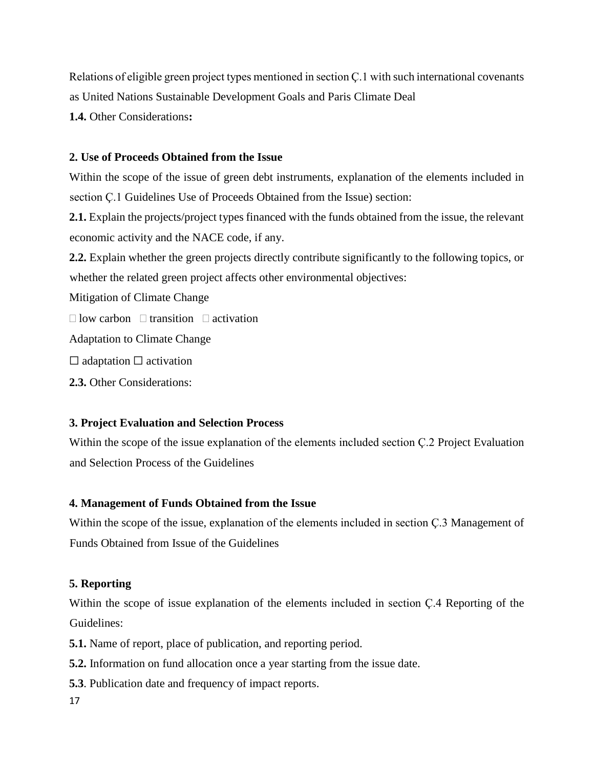Relations of eligible green project types mentioned in section Ç.1 with such international covenants as United Nations Sustainable Development Goals and Paris Climate Deal

**1.4.** Other Considerations**:**

**2. Use of Proceeds Obtained from the Issue**

Within the scope of the issue of green debt instruments, explanation of the elements included in section Ç.1 Guidelines Use of Proceeds Obtained from the Issue) section:

**2.1.** Explain the projects/project types financed with the funds obtained from the issue, the relevant economic activity and the NACE code, if any.

**2.2.** Explain whether the green projects directly contribute significantly to the following topics, or whether the related green project affects other environmental objectives:

Mitigation of Climate Change

☐ low carbon ☐ transition ☐ activation

Adaptation to Climate Change

☐ adaptation ☐ activation

**2.3.** Other Considerations:

**3. Project Evaluation and Selection Process**

Within the scope of the issue explanation of the elements included section Ç.2 Project Evaluation and Selection Process of the Guidelines

**4. Management of Funds Obtained from the Issue**

Within the scope of the issue, explanation of the elements included in section Ç.3 Management of Funds Obtained from Issue of the Guidelines

**5. Reporting**

Within the scope of issue explanation of the elements included in section Ç.4 Reporting of the Guidelines:

**5.1.** Name of report, place of publication, and reporting period.

**5.2.** Information on fund allocation once a year starting from the issue date.

**5.3**. Publication date and frequency of impact reports.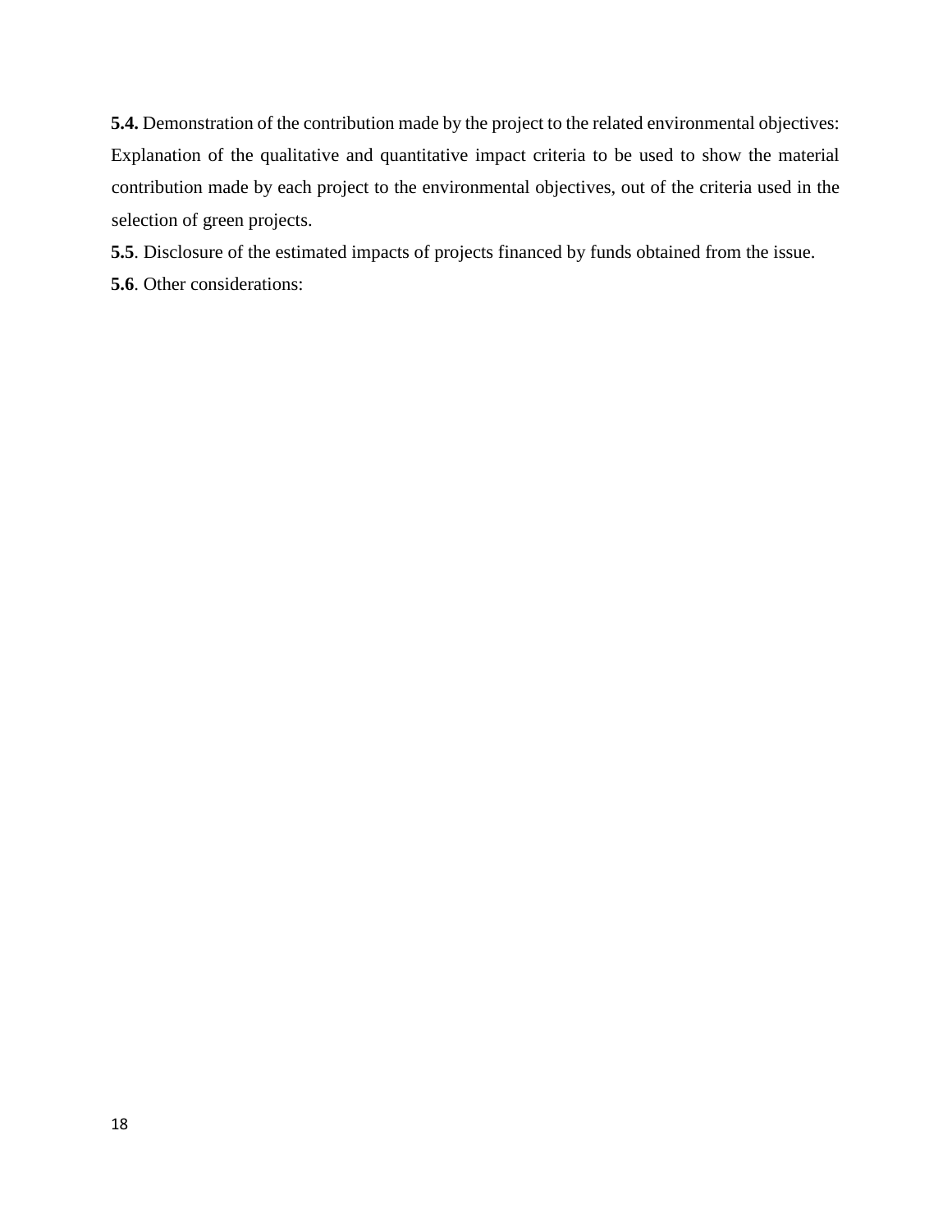**5.4.** Demonstration of the contribution made by the project to the related environmental objectives: Explanation of the qualitative and quantitative impact criteria to be used to show the material contribution made by each project to the environmental objectives, out of the criteria used in the selection of green projects.

**5.5**. Disclosure of the estimated impacts of projects financed by funds obtained from the issue.

**5.6**. Other considerations: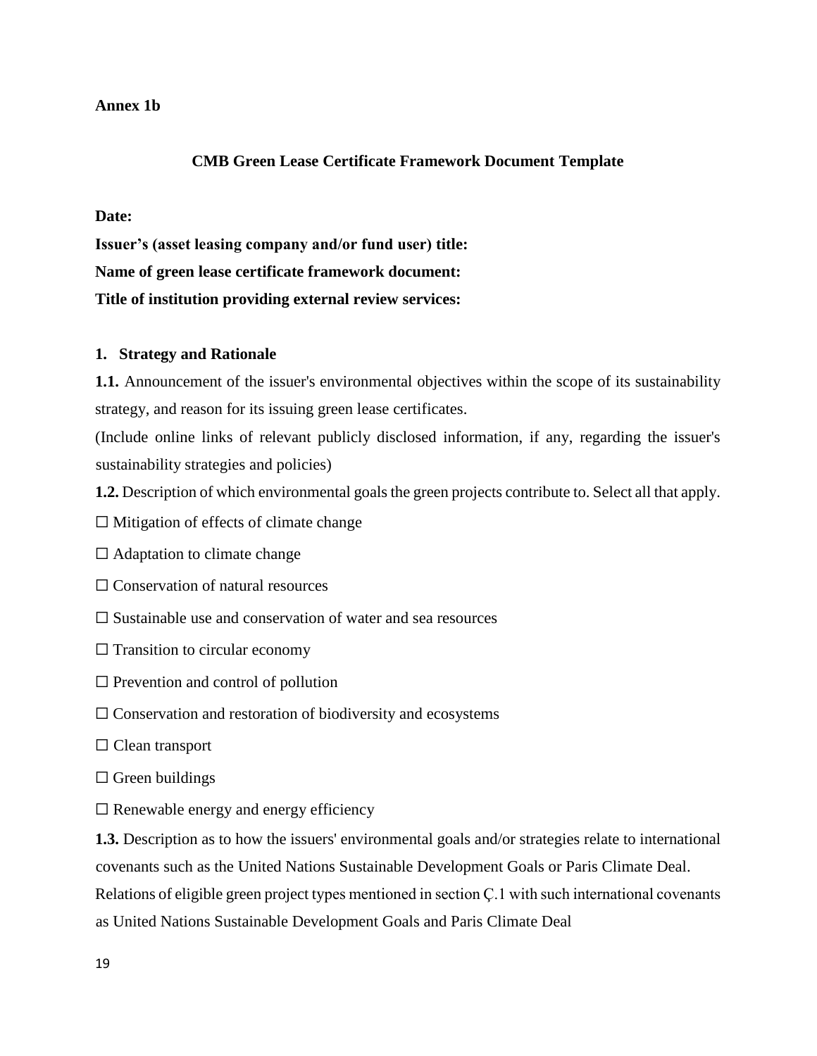**Annex 1b**

## CMB Green Lease Certificate Framework Document Template

**Date:**

**Issuer's (asset leasing company and/or fund user) title:**

**Name of green lease certificate framework document:**

**Title of institution providing external review services:**

### 1. Strategy and Rationale

**1.1.** Announcement of the issuer's environmental objectives within the scope of its sustainability strategy, and reason for its issuing green lease certificates.

(Include online links of relevant publicly disclosed information, if any, regarding the issuer's sustainability strategies and policies)

**1.2.** Description of which environmental goals the green projects contribute to. Select all that apply.

☐ Mitigation of effects of climate change

☐ Adaptation to climate change

☐ Conservation of natural resources

☐ Sustainable use and conservation of water and sea resources

☐ Transition to circular economy

☐ Prevention and control of pollution

☐ Conservation and restoration of biodiversity and ecosystems

☐ Clean transport

☐ Green buildings

☐ Renewable energy and energy efficiency

**1.3.** Description as to how the issuers' environmental goals and/or strategies relate to international covenants such as the United Nations Sustainable Development Goals or Paris Climate Deal. Relations of eligible green project types mentioned in section Ç.1 with such international covenants as United Nations Sustainable Development Goals and Paris Climate Deal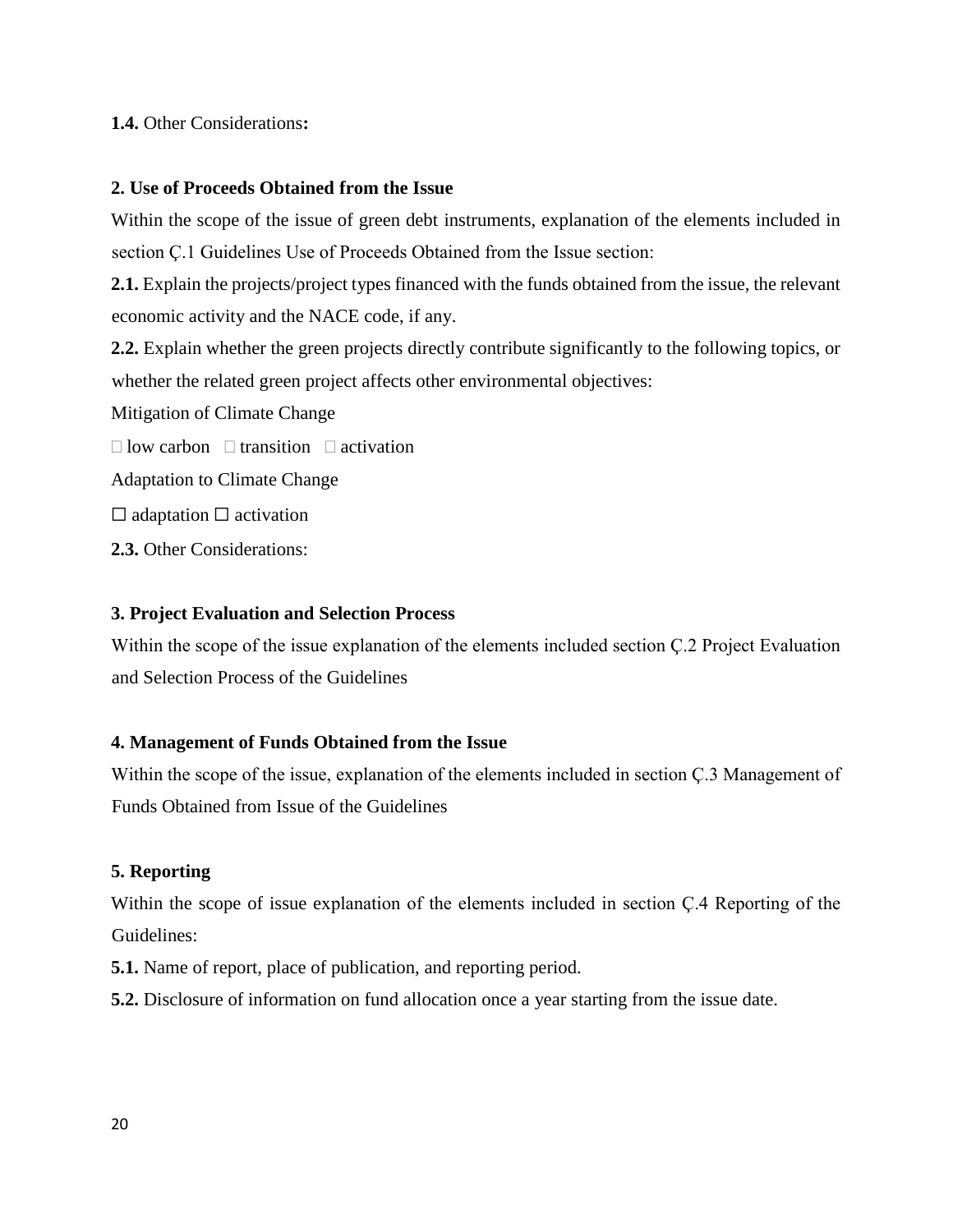**1.4.** Other Considerations**:**

**2. Use of Proceeds Obtained from the Issue**

Within the scope of the issue of green debt instruments, explanation of the elements included in section Ç.1 Guidelines Use of Proceeds Obtained from the Issue section:

**2.1.** Explain the projects/project types financed with the funds obtained from the issue, the relevant economic activity and the NACE code, if any.

**2.2.** Explain whether the green projects directly contribute significantly to the following topics, or whether the related green project affects other environmental objectives:

Mitigation of Climate Change

☐ low carbon ☐ transition ☐ activation

Adaptation to Climate Change

☐ adaptation ☐ activation

**2.3.** Other Considerations:

**3. Project Evaluation and Selection Process**

Within the scope of the issue explanation of the elements included section Ç.2 Project Evaluation and Selection Process of the Guidelines

**4. Management of Funds Obtained from the Issue**

Within the scope of the issue, explanation of the elements included in section Ç.3 Management of Funds Obtained from Issue of the Guidelines

**5. Reporting**

Within the scope of issue explanation of the elements included in section Ç.4 Reporting of the Guidelines:

**5.1.** Name of report, place of publication, and reporting period.

**5.2.** Disclosure of information on fund allocation once a year starting from the issue date.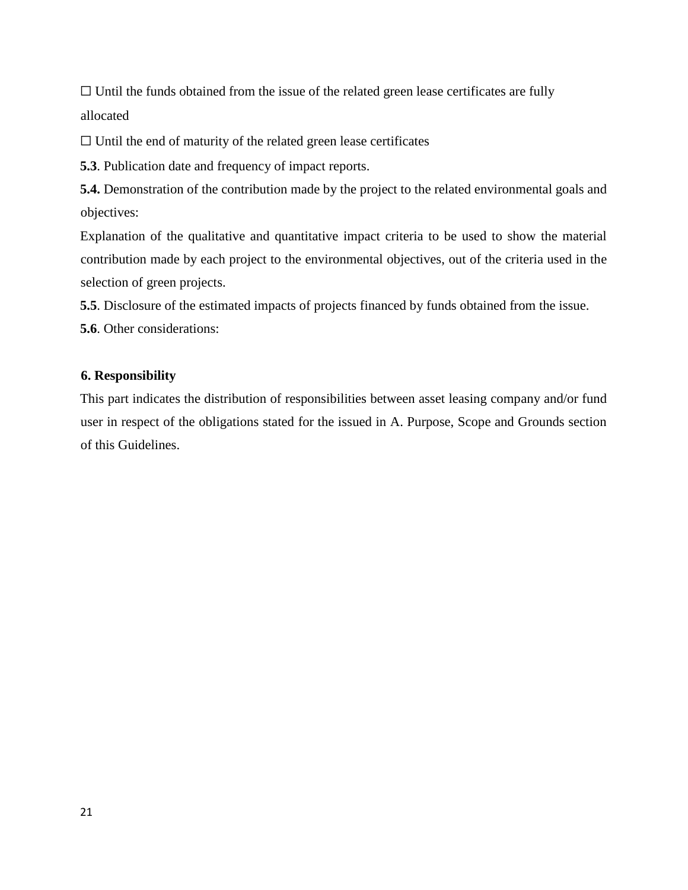☐ Until the funds obtained from the issue of the related green lease certificates are fully allocated

☐ Until the end of maturity of the related green lease certificates

**5.3**. Publication date and frequency of impact reports.

**5.4.** Demonstration of the contribution made by the project to the related environmental goals and objectives:

Explanation of the qualitative and quantitative impact criteria to be used to show the material contribution made by each project to the environmental objectives, out of the criteria used in the selection of green projects.

**5.5**. Disclosure of the estimated impacts of projects financed by funds obtained from the issue.

**5.6**. Other considerations:

**6. Responsibility**

This part indicates the distribution of responsibilities between asset leasing company and/or fund user in respect of the obligations stated for the issued in A. Purpose, Scope and Grounds section of this Guidelines.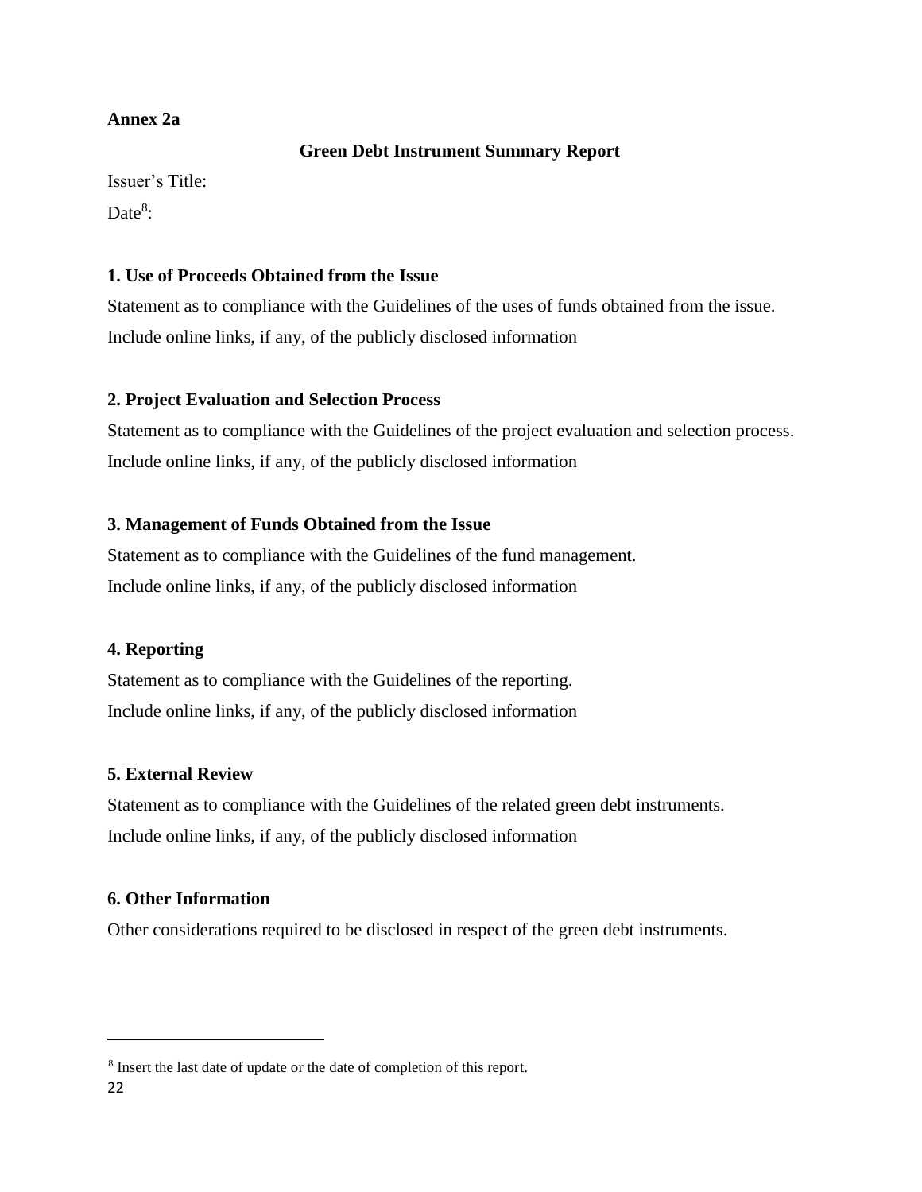**Annex 2a**

## Green Debt Instrument Summary Report

Issuer's Title:

Date[8]:

### 1. Use of Proceeds Obtained from the Issue

Statement as to compliance with the Guidelines of the uses of funds obtained from the issue.

Include online links, if any, of the publicly disclosed information

### 2. Project Evaluation and Selection Process

Statement as to compliance with the Guidelines of the project evaluation and selection process.

Include online links, if any, of the publicly disclosed information

### 3. Management of Funds Obtained from the Issue

Statement as to compliance with the Guidelines of the fund management.

Include online links, if any, of the publicly disclosed information

### 4. Reporting

Statement as to compliance with the Guidelines of the reporting.

Include online links, if any, of the publicly disclosed information

### 5. External Review

Statement as to compliance with the Guidelines of the related green debt instruments.

Include online links, if any, of the publicly disclosed information

### 6. Other Information

Other considerations required to be disclosed in respect of the green debt instruments.

---

[8] Insert the last date of update or the date of completion of this report.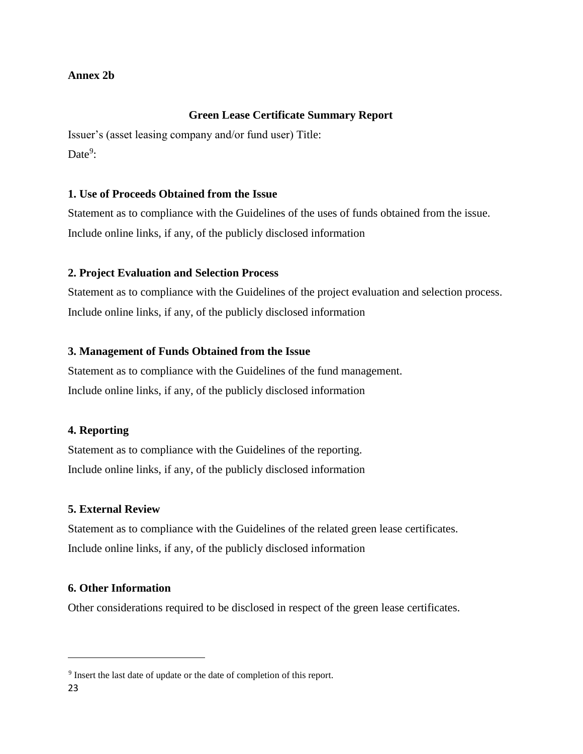**Annex 2b**

## Green Lease Certificate Summary Report

Issuer's (asset leasing company and/or fund user) Title:
Date[9]:

### 1. Use of Proceeds Obtained from the Issue

Statement as to compliance with the Guidelines of the uses of funds obtained from the issue.
Include online links, if any, of the publicly disclosed information

### 2. Project Evaluation and Selection Process

Statement as to compliance with the Guidelines of the project evaluation and selection process.
Include online links, if any, of the publicly disclosed information

### 3. Management of Funds Obtained from the Issue

Statement as to compliance with the Guidelines of the fund management.
Include online links, if any, of the publicly disclosed information

### 4. Reporting

Statement as to compliance with the Guidelines of the reporting.
Include online links, if any, of the publicly disclosed information

### 5. External Review

Statement as to compliance with the Guidelines of the related green lease certificates.
Include online links, if any, of the publicly disclosed information

### 6. Other Information

Other considerations required to be disclosed in respect of the green lease certificates.

---

[9] Insert the last date of update or the date of completion of this report.